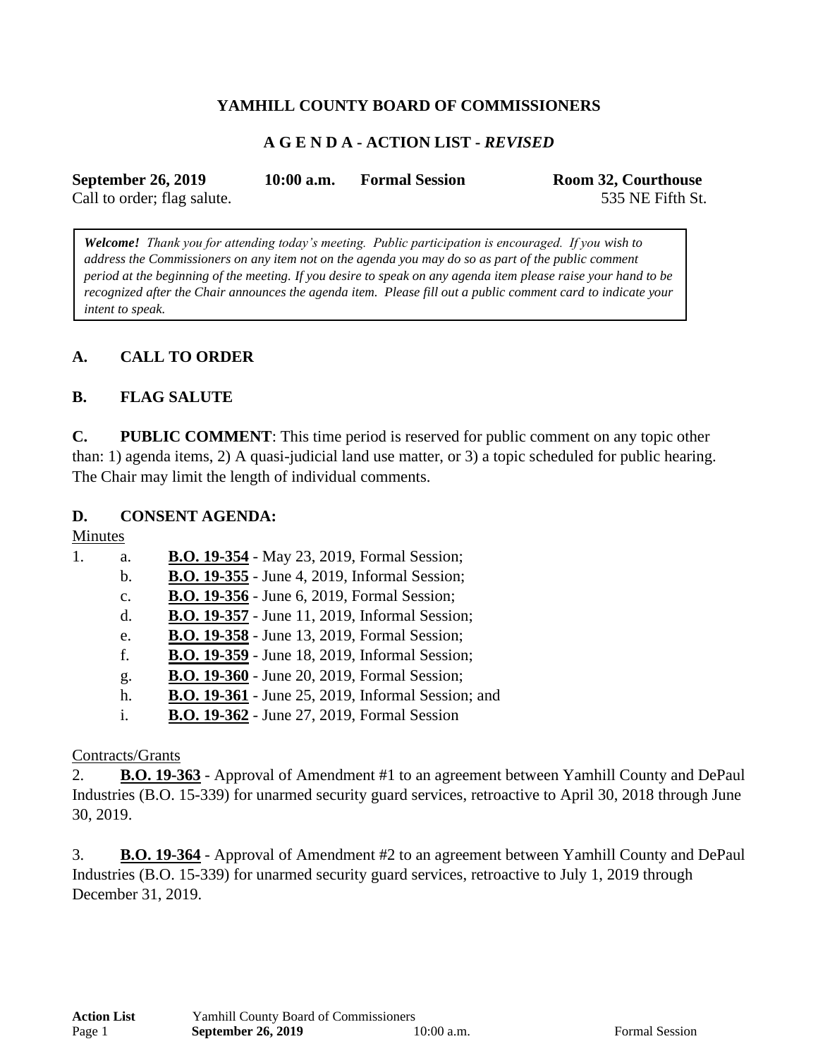**YAMHILL COUNTY BOARD OF COMMISSIONERS**

**A G E N D A - ACTION LIST -** ***REVISED***

**September 26, 2019** **10:00 a.m.** **Formal Session** **Room 32, Courthouse**
Call to order; flag salute. 535 NE Fifth St.

> ***Welcome!*** *Thank you for attending today's meeting. Public participation is encouraged. If you wish to address the Commissioners on any item not on the agenda you may do so as part of the public comment period at the beginning of the meeting. If you desire to speak on any agenda item please raise your hand to be recognized after the Chair announces the agenda item. Please fill out a public comment card to indicate your intent to speak.*

**A. CALL TO ORDER**

**B. FLAG SALUTE**

**C. PUBLIC COMMENT**: This time period is reserved for public comment on any topic other than: 1) agenda items, 2) A quasi-judicial land use matter, or 3) a topic scheduled for public hearing. The Chair may limit the length of individual comments.

**D. CONSENT AGENDA:**

Minutes

1. a. **B.O. 19-354** - May 23, 2019, Formal Session;
   b. **B.O. 19-355** - June 4, 2019, Informal Session;
   c. **B.O. 19-356** - June 6, 2019, Formal Session;
   d. **B.O. 19-357** - June 11, 2019, Informal Session;
   e. **B.O. 19-358** - June 13, 2019, Formal Session;
   f. **B.O. 19-359** - June 18, 2019, Informal Session;
   g. **B.O. 19-360** - June 20, 2019, Formal Session;
   h. **B.O. 19-361** - June 25, 2019, Informal Session; and
   i. **B.O. 19-362** - June 27, 2019, Formal Session

Contracts/Grants

2. **B.O. 19-363** - Approval of Amendment #1 to an agreement between Yamhill County and DePaul Industries (B.O. 15-339) for unarmed security guard services, retroactive to April 30, 2018 through June 30, 2019.

3. **B.O. 19-364** - Approval of Amendment #2 to an agreement between Yamhill County and DePaul Industries (B.O. 15-339) for unarmed security guard services, retroactive to July 1, 2019 through December 31, 2019.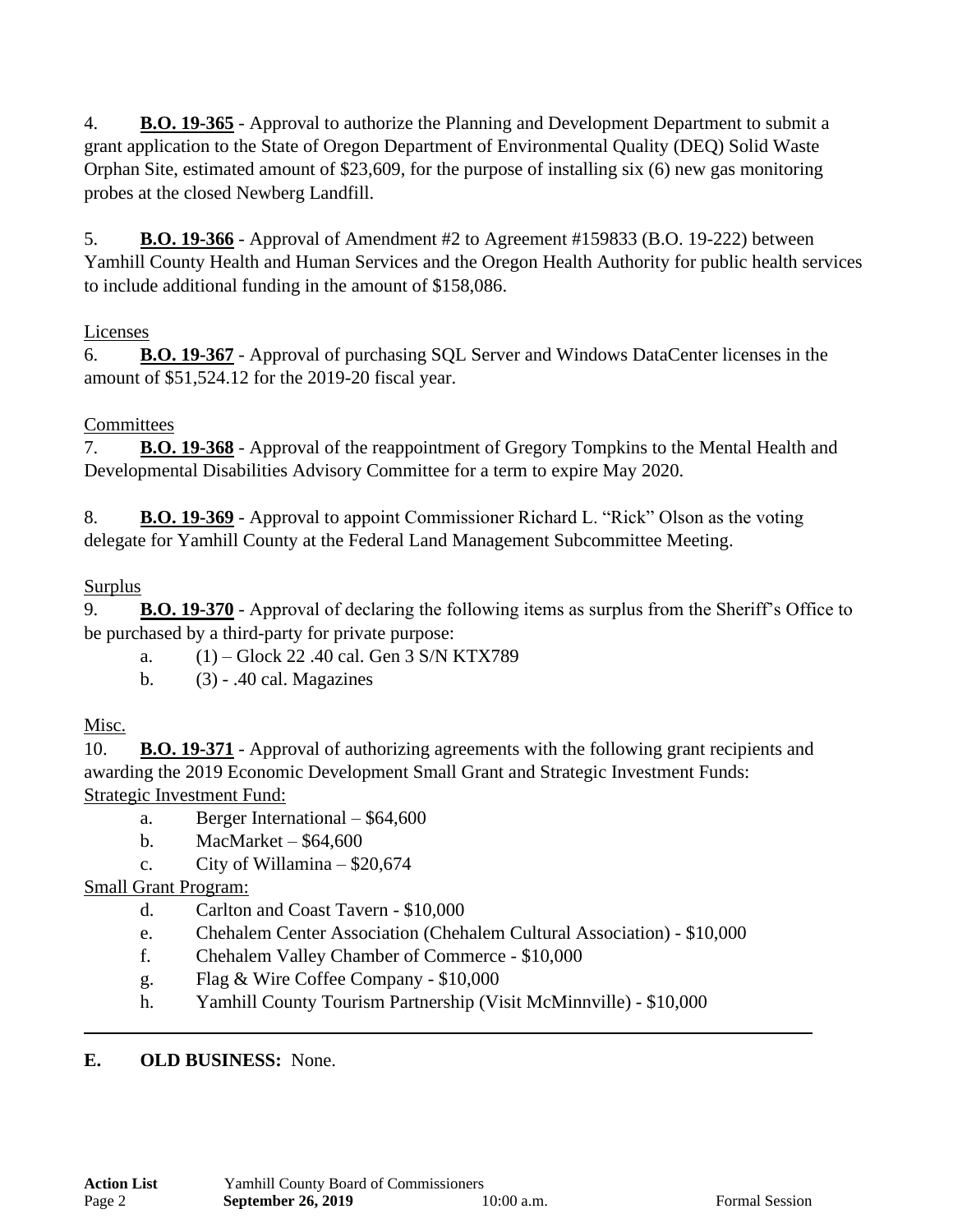4. **B.O. 19-365** - Approval to authorize the Planning and Development Department to submit a grant application to the State of Oregon Department of Environmental Quality (DEQ) Solid Waste Orphan Site, estimated amount of $23,609, for the purpose of installing six (6) new gas monitoring probes at the closed Newberg Landfill.

5. **B.O. 19-366** - Approval of Amendment #2 to Agreement #159833 (B.O. 19-222) between Yamhill County Health and Human Services and the Oregon Health Authority for public health services to include additional funding in the amount of $158,086.

Licenses

6. **B.O. 19-367** - Approval of purchasing SQL Server and Windows DataCenter licenses in the amount of $51,524.12 for the 2019-20 fiscal year.

Committees

7. **B.O. 19-368** - Approval of the reappointment of Gregory Tompkins to the Mental Health and Developmental Disabilities Advisory Committee for a term to expire May 2020.

8. **B.O. 19-369** - Approval to appoint Commissioner Richard L. "Rick" Olson as the voting delegate for Yamhill County at the Federal Land Management Subcommittee Meeting.

Surplus

9. **B.O. 19-370** - Approval of declaring the following items as surplus from the Sheriff's Office to be purchased by a third-party for private purpose:
   - a. (1) – Glock 22 .40 cal. Gen 3 S/N KTX789
   - b. (3) - .40 cal. Magazines

Misc.

10. **B.O. 19-371** - Approval of authorizing agreements with the following grant recipients and awarding the 2019 Economic Development Small Grant and Strategic Investment Funds:

Strategic Investment Fund:
   - a. Berger International – $64,600
   - b. MacMarket – $64,600
   - c. City of Willamina – $20,674

Small Grant Program:
   - d. Carlton and Coast Tavern - $10,000
   - e. Chehalem Center Association (Chehalem Cultural Association) - $10,000
   - f. Chehalem Valley Chamber of Commerce - $10,000
   - g. Flag & Wire Coffee Company - $10,000
   - h. Yamhill County Tourism Partnership (Visit McMinnville) - $10,000

---

**E. OLD BUSINESS:** None.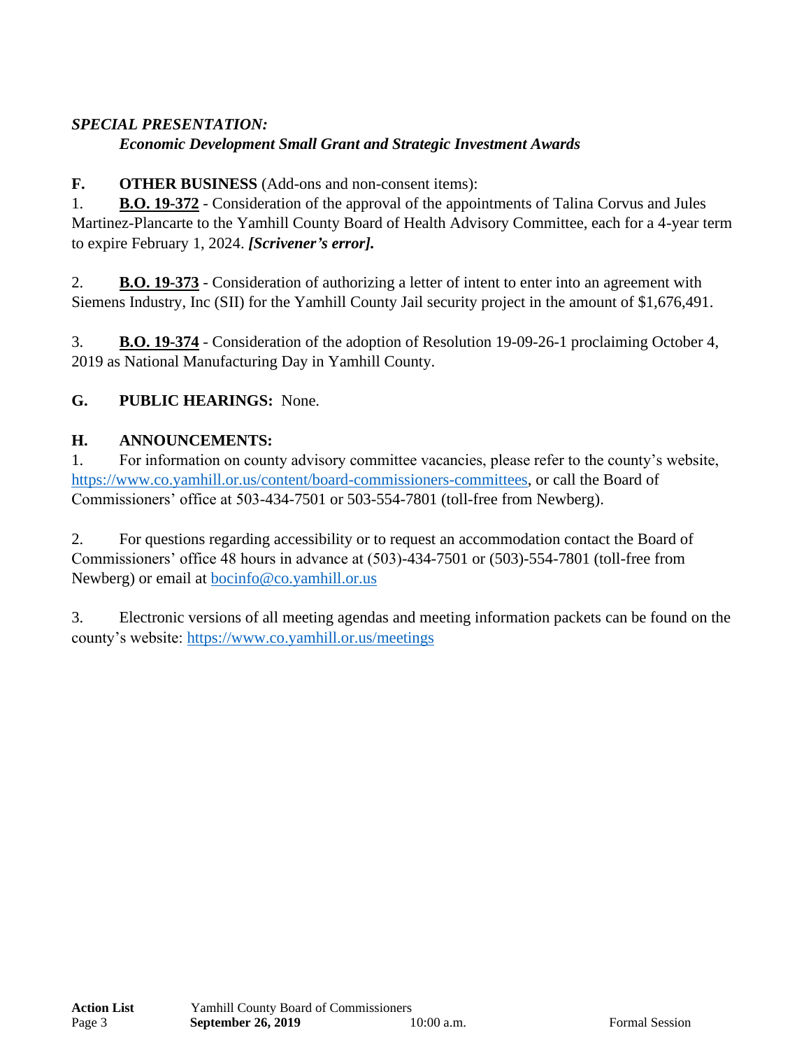***SPECIAL PRESENTATION:***

***Economic Development Small Grant and Strategic Investment Awards***

**F. OTHER BUSINESS** (Add-ons and non-consent items):

1. **B.O. 19-372** - Consideration of the approval of the appointments of Talina Corvus and Jules Martinez-Plancarte to the Yamhill County Board of Health Advisory Committee, each for a 4-year term to expire February 1, 2024. ***[Scrivener's error].***

2. **B.O. 19-373** - Consideration of authorizing a letter of intent to enter into an agreement with Siemens Industry, Inc (SII) for the Yamhill County Jail security project in the amount of $1,676,491.

3. **B.O. 19-374** - Consideration of the adoption of Resolution 19-09-26-1 proclaiming October 4, 2019 as National Manufacturing Day in Yamhill County.

**G. PUBLIC HEARINGS:** None.

**H. ANNOUNCEMENTS:**

1. For information on county advisory committee vacancies, please refer to the county's website, https://www.co.yamhill.or.us/content/board-commissioners-committees, or call the Board of Commissioners' office at 503-434-7501 or 503-554-7801 (toll-free from Newberg).

2. For questions regarding accessibility or to request an accommodation contact the Board of Commissioners' office 48 hours in advance at (503)-434-7501 or (503)-554-7801 (toll-free from Newberg) or email at bocinfo@co.yamhill.or.us

3. Electronic versions of all meeting agendas and meeting information packets can be found on the county's website: https://www.co.yamhill.or.us/meetings